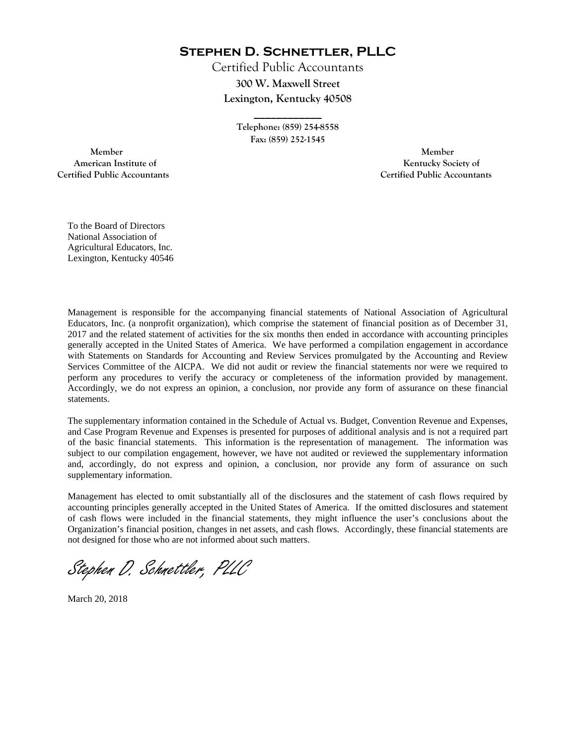# Stephen D. Schnettler, PLLC

Certified Public Accountants
**300 W. Maxwell Street**
**Lexington, Kentucky 40508**

Telephone: (859) 254-8558
Fax: (859) 252-1545

Member
American Institute of
Certified Public Accountants

Member
Kentucky Society of
Certified Public Accountants

To the Board of Directors
National Association of
Agricultural Educators, Inc.
Lexington, Kentucky 40546

Management is responsible for the accompanying financial statements of National Association of Agricultural Educators, Inc. (a nonprofit organization), which comprise the statement of financial position as of December 31, 2017 and the related statement of activities for the six months then ended in accordance with accounting principles generally accepted in the United States of America. We have performed a compilation engagement in accordance with Statements on Standards for Accounting and Review Services promulgated by the Accounting and Review Services Committee of the AICPA. We did not audit or review the financial statements nor were we required to perform any procedures to verify the accuracy or completeness of the information provided by management. Accordingly, we do not express an opinion, a conclusion, nor provide any form of assurance on these financial statements.

The supplementary information contained in the Schedule of Actual vs. Budget, Convention Revenue and Expenses, and Case Program Revenue and Expenses is presented for purposes of additional analysis and is not a required part of the basic financial statements. This information is the representation of management. The information was subject to our compilation engagement, however, we have not audited or reviewed the supplementary information and, accordingly, do not express and opinion, a conclusion, nor provide any form of assurance on such supplementary information.

Management has elected to omit substantially all of the disclosures and the statement of cash flows required by accounting principles generally accepted in the United States of America. If the omitted disclosures and statement of cash flows were included in the financial statements, they might influence the user's conclusions about the Organization's financial position, changes in net assets, and cash flows. Accordingly, these financial statements are not designed for those who are not informed about such matters.

*Stephen D. Schnettler, PLLC*

March 20, 2018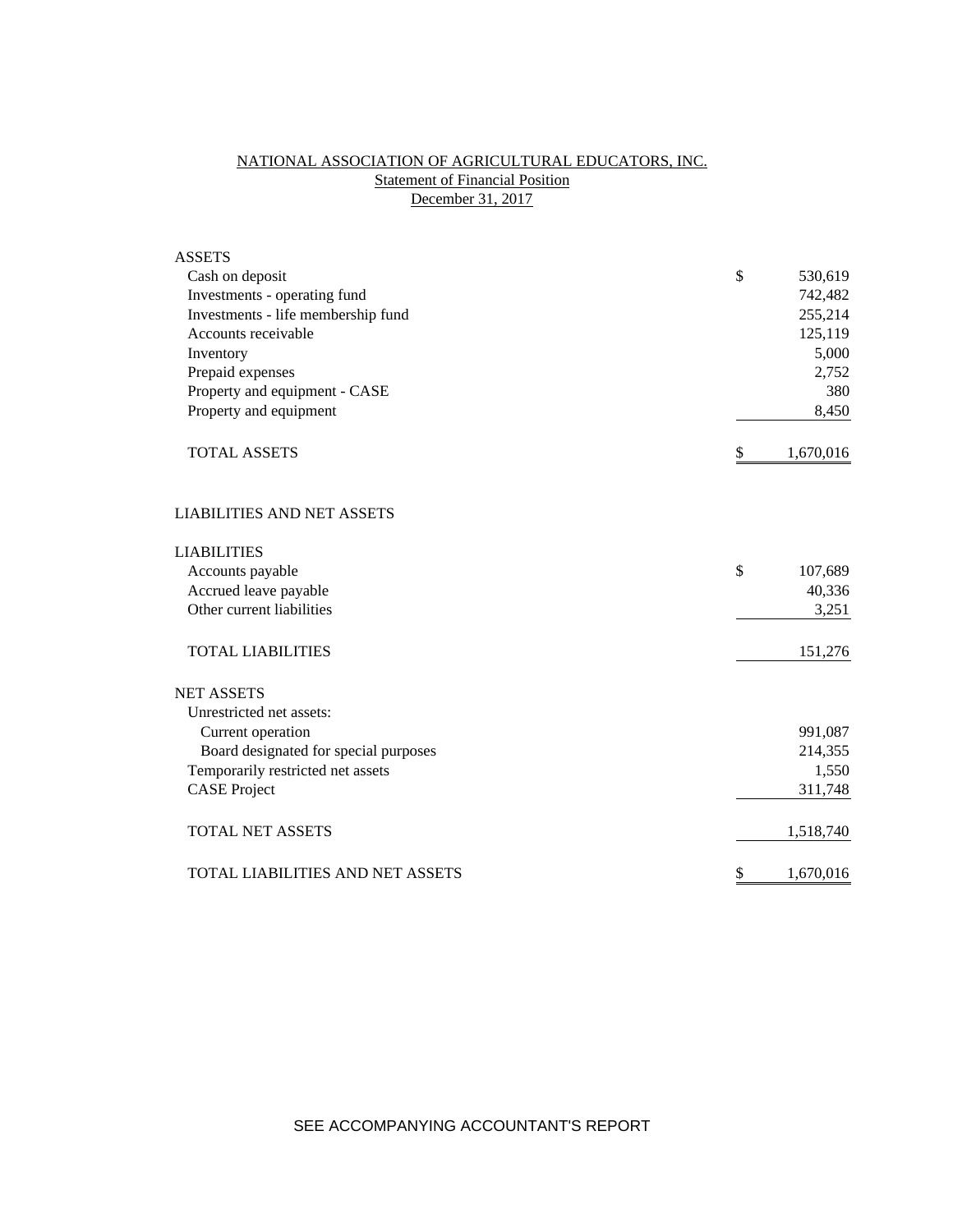# NATIONAL ASSOCIATION OF AGRICULTURAL EDUCATORS, INC.

## Statement of Financial Position

### December 31, 2017

| | | |
|---|---|---|
| **ASSETS** | | |
| Cash on deposit | $ | 530,619 |
| Investments - operating fund | | 742,482 |
| Investments - life membership fund | | 255,214 |
| Accounts receivable | | 125,119 |
| Inventory | | 5,000 |
| Prepaid expenses | | 2,752 |
| Property and equipment - CASE | | 380 |
| Property and equipment | | 8,450 |
| TOTAL ASSETS | $ | 1,670,016 |
| | | |
| **LIABILITIES AND NET ASSETS** | | |
| | | |
| **LIABILITIES** | | |
| Accounts payable | $ | 107,689 |
| Accrued leave payable | | 40,336 |
| Other current liabilities | | 3,251 |
| TOTAL LIABILITIES | | 151,276 |
| | | |
| **NET ASSETS** | | |
| Unrestricted net assets: | | |
| Current operation | | 991,087 |
| Board designated for special purposes | | 214,355 |
| Temporarily restricted net assets | | 1,550 |
| CASE Project | | 311,748 |
| TOTAL NET ASSETS | | 1,518,740 |
| | | |
| TOTAL LIABILITIES AND NET ASSETS | $ | 1,670,016 |

SEE ACCOMPANYING ACCOUNTANT'S REPORT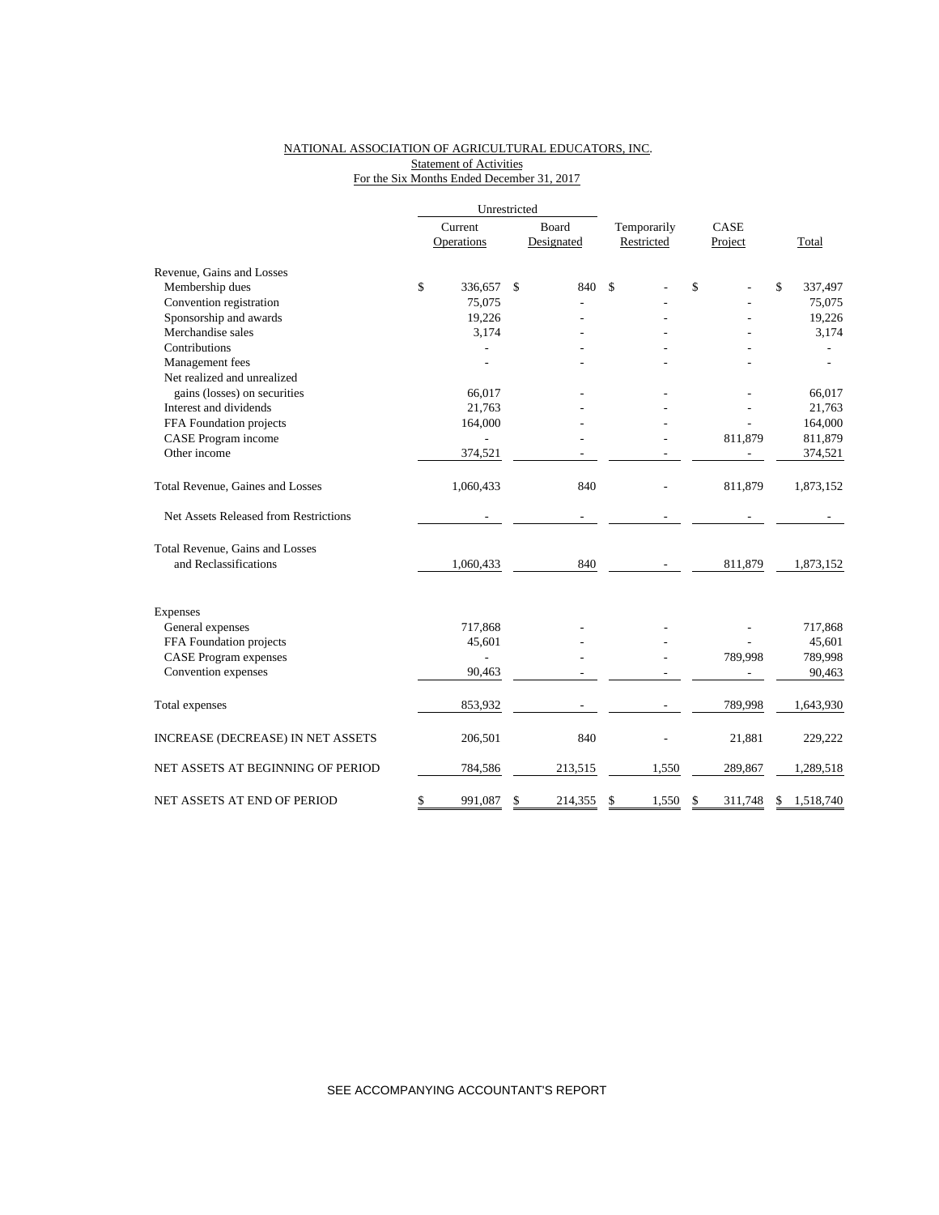NATIONAL ASSOCIATION OF AGRICULTURAL EDUCATORS, INC.
Statement of Activities
For the Six Months Ended December 31, 2017

| | Unrestricted | | | | |
|---|---|---|---|---|---|
| | Current Operations | Board Designated | Temporarily Restricted | CASE Project | Total |
| **Revenue, Gains and Losses** | | | | | |
| Membership dues | $ 336,657 | $ 840 | $ - | $ - | $ 337,497 |
| Convention registration | 75,075 | - | - | - | 75,075 |
| Sponsorship and awards | 19,226 | - | - | - | 19,226 |
| Merchandise sales | 3,174 | - | - | - | 3,174 |
| Contributions | - | - | - | - | - |
| Management fees | - | - | - | - | - |
| Net realized and unrealized gains (losses) on securities | 66,017 | - | - | - | 66,017 |
| Interest and dividends | 21,763 | - | - | - | 21,763 |
| FFA Foundation projects | 164,000 | - | - | - | 164,000 |
| CASE Program income | - | - | - | 811,879 | 811,879 |
| Other income | 374,521 | - | - | - | 374,521 |
| Total Revenue, Gaines and Losses | 1,060,433 | 840 | - | 811,879 | 1,873,152 |
| Net Assets Released from Restrictions | - | - | - | - | - |
| Total Revenue, Gains and Losses and Reclassifications | 1,060,433 | 840 | - | 811,879 | 1,873,152 |
| **Expenses** | | | | | |
| General expenses | 717,868 | - | - | - | 717,868 |
| FFA Foundation projects | 45,601 | - | - | - | 45,601 |
| CASE Program expenses | - | - | - | 789,998 | 789,998 |
| Convention expenses | 90,463 | - | - | - | 90,463 |
| Total expenses | 853,932 | - | - | 789,998 | 1,643,930 |
| INCREASE (DECREASE) IN NET ASSETS | 206,501 | 840 | - | 21,881 | 229,222 |
| NET ASSETS AT BEGINNING OF PERIOD | 784,586 | 213,515 | 1,550 | 289,867 | 1,289,518 |
| NET ASSETS AT END OF PERIOD | $ 991,087 | $ 214,355 | $ 1,550 | $ 311,748 | $ 1,518,740 |

SEE ACCOMPANYING ACCOUNTANT'S REPORT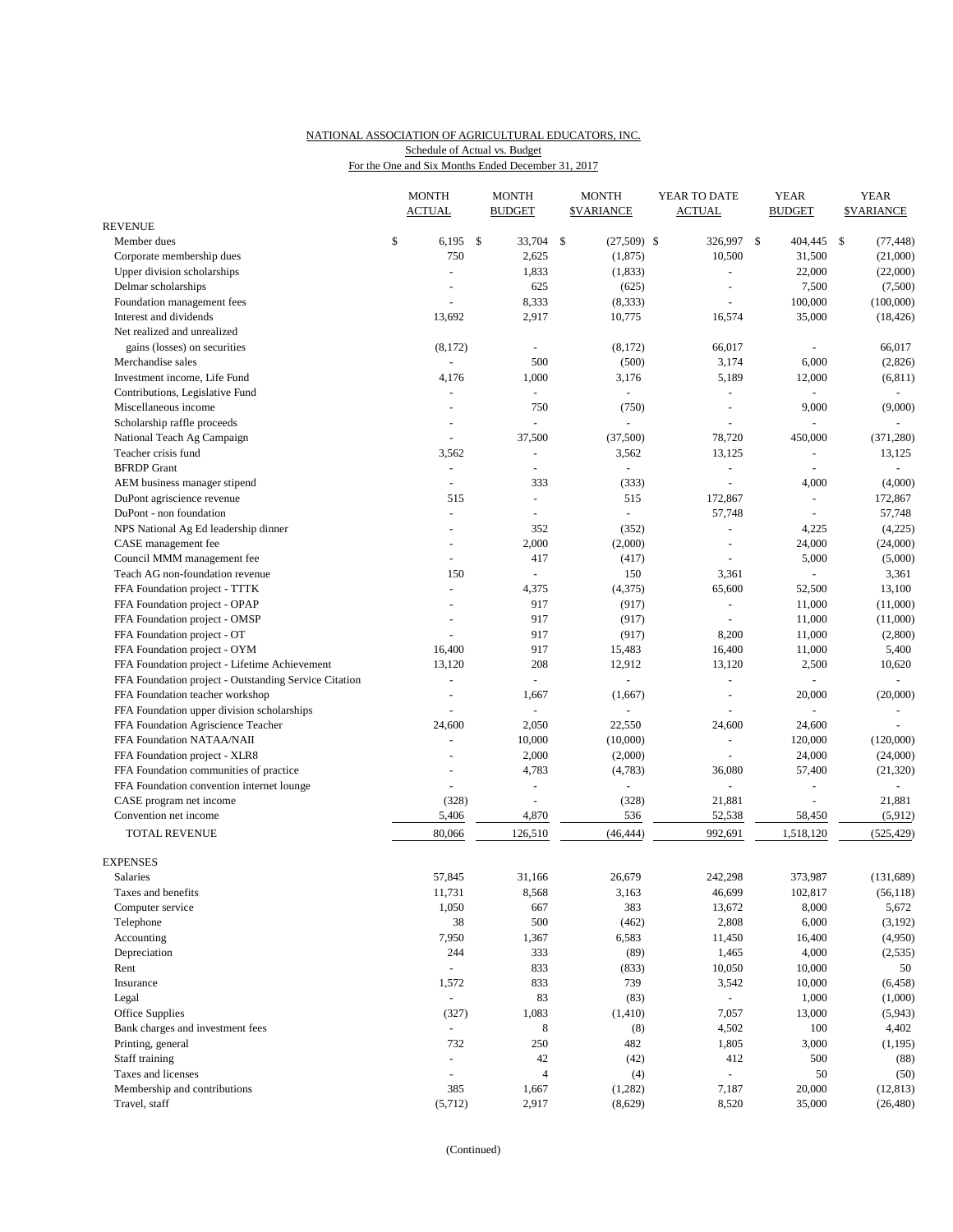NATIONAL ASSOCIATION OF AGRICULTURAL EDUCATORS, INC.
Schedule of Actual vs. Budget
For the One and Six Months Ended December 31, 2017

| | MONTH ACTUAL | MONTH BUDGET | MONTH $VARIANCE | YEAR TO DATE ACTUAL | YEAR BUDGET | YEAR $VARIANCE |
|---|---|---|---|---|---|---|
| REVENUE | | | | | | |
| Member dues | $ 6,195 | $ 33,704 | $ (27,509) | $ 326,997 | $ 404,445 | $ (77,448) |
| Corporate membership dues | 750 | 2,625 | (1,875) | 10,500 | 31,500 | (21,000) |
| Upper division scholarships | - | 1,833 | (1,833) | - | 22,000 | (22,000) |
| Delmar scholarships | - | 625 | (625) | - | 7,500 | (7,500) |
| Foundation management fees | - | 8,333 | (8,333) | - | 100,000 | (100,000) |
| Interest and dividends | 13,692 | 2,917 | 10,775 | 16,574 | 35,000 | (18,426) |
| Net realized and unrealized gains (losses) on securities | (8,172) | - | (8,172) | 66,017 | - | 66,017 |
| Merchandise sales | - | 500 | (500) | 3,174 | 6,000 | (2,826) |
| Investment income, Life Fund | 4,176 | 1,000 | 3,176 | 5,189 | 12,000 | (6,811) |
| Contributions, Legislative Fund | - | - | - | - | - | - |
| Miscellaneous income | - | 750 | (750) | - | 9,000 | (9,000) |
| Scholarship raffle proceeds | - | - | - | - | - | - |
| National Teach Ag Campaign | - | 37,500 | (37,500) | 78,720 | 450,000 | (371,280) |
| Teacher crisis fund | 3,562 | - | 3,562 | 13,125 | - | 13,125 |
| BFRDP Grant | - | - | - | - | - | - |
| AEM business manager stipend | - | 333 | (333) | - | 4,000 | (4,000) |
| DuPont agriscience revenue | 515 | - | 515 | 172,867 | - | 172,867 |
| DuPont - non foundation | - | - | - | 57,748 | - | 57,748 |
| NPS National Ag Ed leadership dinner | - | 352 | (352) | - | 4,225 | (4,225) |
| CASE management fee | - | 2,000 | (2,000) | - | 24,000 | (24,000) |
| Council MMM management fee | - | 417 | (417) | - | 5,000 | (5,000) |
| Teach AG non-foundation revenue | 150 | - | 150 | 3,361 | - | 3,361 |
| FFA Foundation project - TTTK | - | 4,375 | (4,375) | 65,600 | 52,500 | 13,100 |
| FFA Foundation project - OPAP | - | 917 | (917) | - | 11,000 | (11,000) |
| FFA Foundation project - OMSP | - | 917 | (917) | - | 11,000 | (11,000) |
| FFA Foundation project - OT | - | 917 | (917) | 8,200 | 11,000 | (2,800) |
| FFA Foundation project - OYM | 16,400 | 917 | 15,483 | 16,400 | 11,000 | 5,400 |
| FFA Foundation project - Lifetime Achievement | 13,120 | 208 | 12,912 | 13,120 | 2,500 | 10,620 |
| FFA Foundation project - Outstanding Service Citation | - | - | - | - | - | - |
| FFA Foundation teacher workshop | - | 1,667 | (1,667) | - | 20,000 | (20,000) |
| FFA Foundation upper division scholarships | - | - | - | - | - | - |
| FFA Foundation Agriscience Teacher | 24,600 | 2,050 | 22,550 | 24,600 | 24,600 | - |
| FFA Foundation NATAA/NAII | - | 10,000 | (10,000) | - | 120,000 | (120,000) |
| FFA Foundation project - XLR8 | - | 2,000 | (2,000) | - | 24,000 | (24,000) |
| FFA Foundation communities of practice | - | 4,783 | (4,783) | 36,080 | 57,400 | (21,320) |
| FFA Foundation convention internet lounge | - | - | - | - | - | - |
| CASE program net income | (328) | - | (328) | 21,881 | - | 21,881 |
| Convention net income | 5,406 | 4,870 | 536 | 52,538 | 58,450 | (5,912) |
| TOTAL REVENUE | 80,066 | 126,510 | (46,444) | 992,691 | 1,518,120 | (525,429) |
| EXPENSES | | | | | | |
| Salaries | 57,845 | 31,166 | 26,679 | 242,298 | 373,987 | (131,689) |
| Taxes and benefits | 11,731 | 8,568 | 3,163 | 46,699 | 102,817 | (56,118) |
| Computer service | 1,050 | 667 | 383 | 13,672 | 8,000 | 5,672 |
| Telephone | 38 | 500 | (462) | 2,808 | 6,000 | (3,192) |
| Accounting | 7,950 | 1,367 | 6,583 | 11,450 | 16,400 | (4,950) |
| Depreciation | 244 | 333 | (89) | 1,465 | 4,000 | (2,535) |
| Rent | - | 833 | (833) | 10,050 | 10,000 | 50 |
| Insurance | 1,572 | 833 | 739 | 3,542 | 10,000 | (6,458) |
| Legal | - | 83 | (83) | - | 1,000 | (1,000) |
| Office Supplies | (327) | 1,083 | (1,410) | 7,057 | 13,000 | (5,943) |
| Bank charges and investment fees | - | 8 | (8) | 4,502 | 100 | 4,402 |
| Printing, general | 732 | 250 | 482 | 1,805 | 3,000 | (1,195) |
| Staff training | - | 42 | (42) | 412 | 500 | (88) |
| Taxes and licenses | - | 4 | (4) | - | 50 | (50) |
| Membership and contributions | 385 | 1,667 | (1,282) | 7,187 | 20,000 | (12,813) |
| Travel, staff | (5,712) | 2,917 | (8,629) | 8,520 | 35,000 | (26,480) |

(Continued)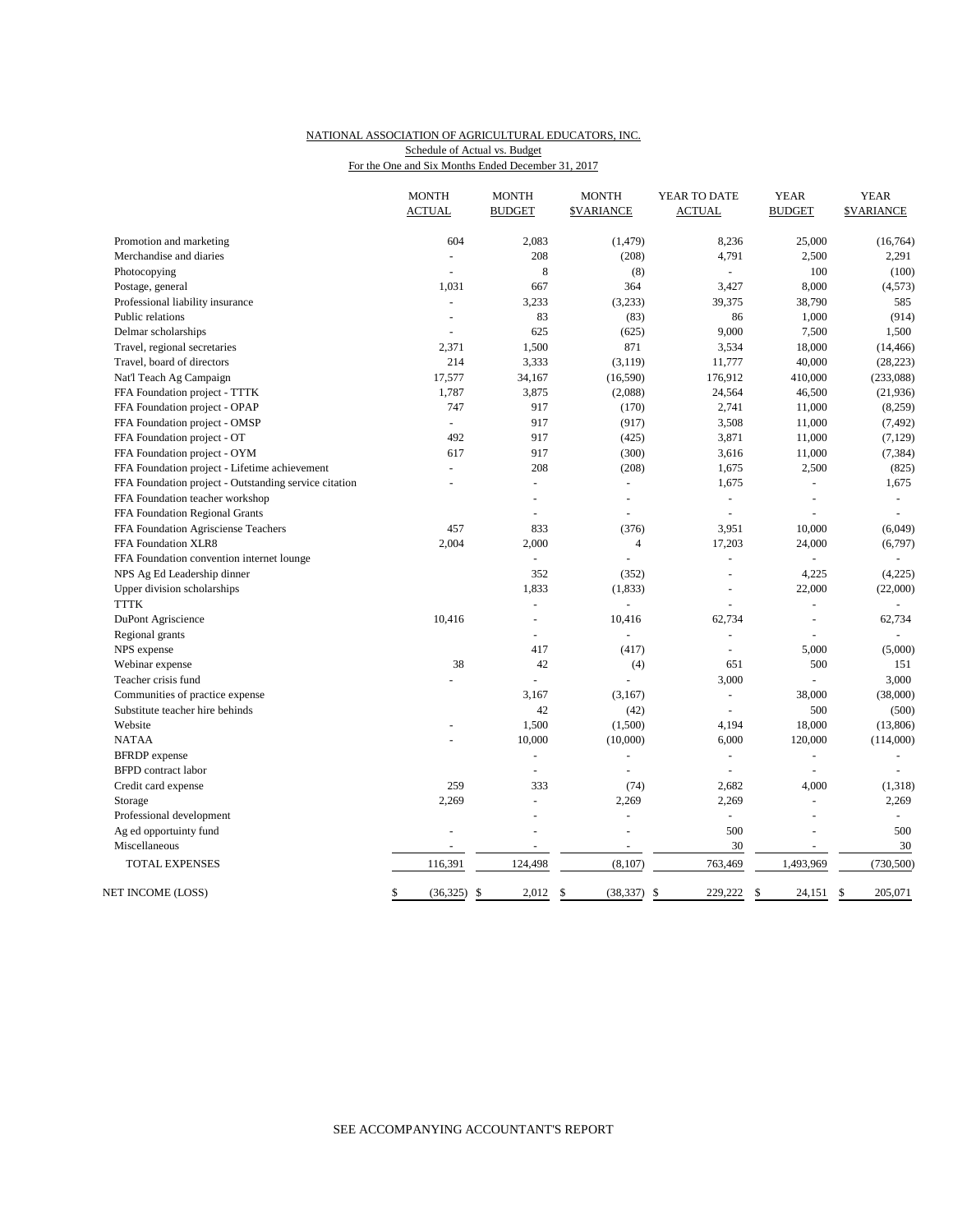NATIONAL ASSOCIATION OF AGRICULTURAL EDUCATORS, INC.
Schedule of Actual vs. Budget
For the One and Six Months Ended December 31, 2017

| | MONTH ACTUAL | MONTH BUDGET | MONTH $VARIANCE | YEAR TO DATE ACTUAL | YEAR BUDGET | YEAR $VARIANCE |
|---|---|---|---|---|---|---|
| Promotion and marketing | 604 | 2,083 | (1,479) | 8,236 | 25,000 | (16,764) |
| Merchandise and diaries | - | 208 | (208) | 4,791 | 2,500 | 2,291 |
| Photocopying | - | 8 | (8) | - | 100 | (100) |
| Postage, general | 1,031 | 667 | 364 | 3,427 | 8,000 | (4,573) |
| Professional liability insurance | - | 3,233 | (3,233) | 39,375 | 38,790 | 585 |
| Public relations | - | 83 | (83) | 86 | 1,000 | (914) |
| Delmar scholarships | - | 625 | (625) | 9,000 | 7,500 | 1,500 |
| Travel, regional secretaries | 2,371 | 1,500 | 871 | 3,534 | 18,000 | (14,466) |
| Travel, board of directors | 214 | 3,333 | (3,119) | 11,777 | 40,000 | (28,223) |
| Nat'l Teach Ag Campaign | 17,577 | 34,167 | (16,590) | 176,912 | 410,000 | (233,088) |
| FFA Foundation project - TTTK | 1,787 | 3,875 | (2,088) | 24,564 | 46,500 | (21,936) |
| FFA Foundation project - OPAP | 747 | 917 | (170) | 2,741 | 11,000 | (8,259) |
| FFA Foundation project - OMSP | - | 917 | (917) | 3,508 | 11,000 | (7,492) |
| FFA Foundation project - OT | 492 | 917 | (425) | 3,871 | 11,000 | (7,129) |
| FFA Foundation project - OYM | 617 | 917 | (300) | 3,616 | 11,000 | (7,384) |
| FFA Foundation project - Lifetime achievement | - | 208 | (208) | 1,675 | 2,500 | (825) |
| FFA Foundation project - Outstanding service citation | - | - | - | 1,675 | - | 1,675 |
| FFA Foundation teacher workshop | | - | - | - | - | - |
| FFA Foundation Regional Grants | | - | - | - | - | - |
| FFA Foundation Agrisciense Teachers | 457 | 833 | (376) | 3,951 | 10,000 | (6,049) |
| FFA Foundation XLR8 | 2,004 | 2,000 | 4 | 17,203 | 24,000 | (6,797) |
| FFA Foundation convention internet lounge | | - | - | - | - | - |
| NPS Ag Ed Leadership dinner | | 352 | (352) | - | 4,225 | (4,225) |
| Upper division scholarships | | 1,833 | (1,833) | - | 22,000 | (22,000) |
| TTTK | | - | - | - | - | - |
| DuPont Agriscience | 10,416 | - | 10,416 | 62,734 | - | 62,734 |
| Regional grants | | - | - | - | - | - |
| NPS expense | | 417 | (417) | - | 5,000 | (5,000) |
| Webinar expense | 38 | 42 | (4) | 651 | 500 | 151 |
| Teacher crisis fund | - | - | - | 3,000 | - | 3,000 |
| Communities of practice expense | | 3,167 | (3,167) | - | 38,000 | (38,000) |
| Substitute teacher hire behinds | | 42 | (42) | - | 500 | (500) |
| Website | - | 1,500 | (1,500) | 4,194 | 18,000 | (13,806) |
| NATAA | - | 10,000 | (10,000) | 6,000 | 120,000 | (114,000) |
| BFRDP expense | | - | - | - | - | - |
| BFPD contract labor | | - | - | - | - | - |
| Credit card expense | 259 | 333 | (74) | 2,682 | 4,000 | (1,318) |
| Storage | 2,269 | - | 2,269 | 2,269 | - | 2,269 |
| Professional development | | - | - | - | - | - |
| Ag ed opportuinty fund | - | - | - | 500 | - | 500 |
| Miscellaneous | - | - | - | 30 | - | 30 |
| TOTAL EXPENSES | 116,391 | 124,498 | (8,107) | 763,469 | 1,493,969 | (730,500) |
| NET INCOME (LOSS) | $ (36,325) | $ 2,012 | $ (38,337) | $ 229,222 | $ 24,151 | $ 205,071 |

SEE ACCOMPANYING ACCOUNTANT'S REPORT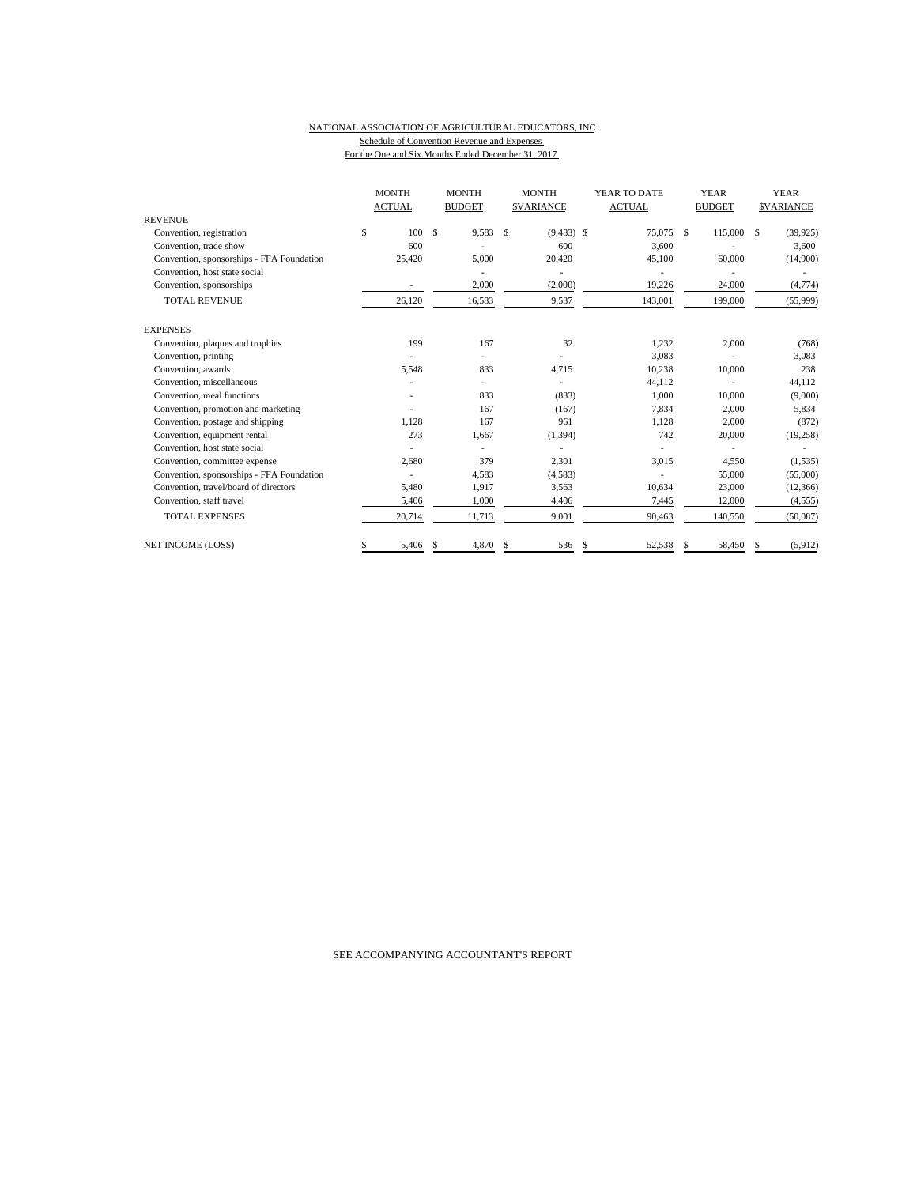NATIONAL ASSOCIATION OF AGRICULTURAL EDUCATORS, INC.

Schedule of Convention Revenue and Expenses

For the One and Six Months Ended December 31, 2017

| | MONTH ACTUAL | MONTH BUDGET | MONTH $VARIANCE | YEAR TO DATE ACTUAL | YEAR BUDGET | YEAR $VARIANCE |
|---|---|---|---|---|---|---|
| REVENUE | | | | | | |
| Convention, registration | $ 100 | $ 9,583 | $ (9,483) | $ 75,075 | $ 115,000 | $ (39,925) |
| Convention, trade show | 600 | - | 600 | 3,600 | - | 3,600 |
| Convention, sponsorships - FFA Foundation | 25,420 | 5,000 | 20,420 | 45,100 | 60,000 | (14,900) |
| Convention, host state social | | - | - | - | - | - |
| Convention, sponsorships | - | 2,000 | (2,000) | 19,226 | 24,000 | (4,774) |
| TOTAL REVENUE | 26,120 | 16,583 | 9,537 | 143,001 | 199,000 | (55,999) |
| EXPENSES | | | | | | |
| Convention, plaques and trophies | 199 | 167 | 32 | 1,232 | 2,000 | (768) |
| Convention, printing | - | - | - | 3,083 | - | 3,083 |
| Convention, awards | 5,548 | 833 | 4,715 | 10,238 | 10,000 | 238 |
| Convention, miscellaneous | - | - | - | 44,112 | - | 44,112 |
| Convention, meal functions | - | 833 | (833) | 1,000 | 10,000 | (9,000) |
| Convention, promotion and marketing | - | 167 | (167) | 7,834 | 2,000 | 5,834 |
| Convention, postage and shipping | 1,128 | 167 | 961 | 1,128 | 2,000 | (872) |
| Convention, equipment rental | 273 | 1,667 | (1,394) | 742 | 20,000 | (19,258) |
| Convention, host state social | - | - | - | - | - | - |
| Convention, committee expense | 2,680 | 379 | 2,301 | 3,015 | 4,550 | (1,535) |
| Convention, sponsorships - FFA Foundation | - | 4,583 | (4,583) | - | 55,000 | (55,000) |
| Convention, travel/board of directors | 5,480 | 1,917 | 3,563 | 10,634 | 23,000 | (12,366) |
| Convention, staff travel | 5,406 | 1,000 | 4,406 | 7,445 | 12,000 | (4,555) |
| TOTAL EXPENSES | 20,714 | 11,713 | 9,001 | 90,463 | 140,550 | (50,087) |
| NET INCOME (LOSS) | $ 5,406 | $ 4,870 | $ 536 | $ 52,538 | $ 58,450 | $ (5,912) |

SEE ACCOMPANYING ACCOUNTANT'S REPORT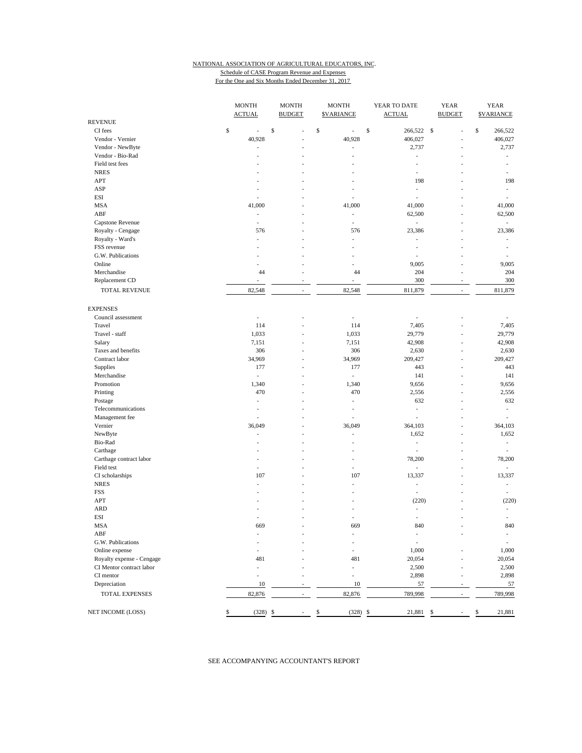NATIONAL ASSOCIATION OF AGRICULTURAL EDUCATORS, INC.

Schedule of CASE Program Revenue and Expenses

For the One and Six Months Ended December 31, 2017

| | MONTH ACTUAL | MONTH BUDGET | MONTH $VARIANCE | YEAR TO DATE ACTUAL | YEAR BUDGET | YEAR $VARIANCE |
|---|---|---|---|---|---|---|
| REVENUE | | | | | | |
| CI fees | $ - | $ - | $ - | $ 266,522 | $ - | $ 266,522 |
| Vendor - Vernier | 40,928 | - | 40,928 | 406,027 | - | 406,027 |
| Vendor - NewByte | - | - | - | 2,737 | - | 2,737 |
| Vendor - Bio-Rad | - | - | - | - | - | - |
| Field test fees | - | - | - | - | - | - |
| NRES | - | - | - | - | - | - |
| APT | - | - | - | 198 | - | 198 |
| ASP | - | - | - | - | - | - |
| ESI | - | - | - | - | - | - |
| MSA | 41,000 | - | 41,000 | 41,000 | - | 41,000 |
| ABF | - | - | - | 62,500 | - | 62,500 |
| Capstone Revenue | - | - | - | - | - | - |
| Royalty - Cengage | 576 | - | 576 | 23,386 | - | 23,386 |
| Royalty - Ward's | - | - | - | - | - | - |
| FSS revenue | - | - | - | - | - | - |
| G.W. Publications | - | - | - | - | - | - |
| Online | - | - | - | 9,005 | - | 9,005 |
| Merchandise | 44 | - | 44 | 204 | - | 204 |
| Replacement CD | - | - | - | 300 | - | 300 |
| TOTAL REVENUE | 82,548 | - | 82,548 | 811,879 | - | 811,879 |
| EXPENSES | | | | | | |
| Council assessment | - | - | - | - | - | - |
| Travel | 114 | - | 114 | 7,405 | - | 7,405 |
| Travel - staff | 1,033 | - | 1,033 | 29,779 | - | 29,779 |
| Salary | 7,151 | - | 7,151 | 42,908 | - | 42,908 |
| Taxes and benefits | 306 | - | 306 | 2,630 | - | 2,630 |
| Contract labor | 34,969 | - | 34,969 | 209,427 | - | 209,427 |
| Supplies | 177 | - | 177 | 443 | - | 443 |
| Merchandise | - | - | - | 141 | - | 141 |
| Promotion | 1,340 | - | 1,340 | 9,656 | - | 9,656 |
| Printing | 470 | - | 470 | 2,556 | - | 2,556 |
| Postage | - | - | - | 632 | - | 632 |
| Telecommunications | - | - | - | - | - | - |
| Management fee | - | - | - | - | - | - |
| Vernier | 36,049 | - | 36,049 | 364,103 | - | 364,103 |
| NewByte | - | - | - | 1,652 | - | 1,652 |
| Bio-Rad | - | - | - | - | - | - |
| Carthage | - | - | - | - | - | - |
| Carthage contract labor | - | - | - | 78,200 | - | 78,200 |
| Field test | - | - | - | - | - | - |
| CI scholarships | 107 | - | 107 | 13,337 | - | 13,337 |
| NRES | - | - | - | - | - | - |
| FSS | - | - | - | - | - | - |
| APT | - | - | - | (220) | - | (220) |
| ARD | - | - | - | - | - | - |
| ESI | - | - | - | - | - | - |
| MSA | 669 | - | 669 | 840 | - | 840 |
| ABF | - | - | - | - | - | - |
| G.W. Publications | - | - | - | - | - | - |
| Online expense | - | - | - | 1,000 | - | 1,000 |
| Royalty expense - Cengage | 481 | - | 481 | 20,054 | - | 20,054 |
| CI Mentor contract labor | - | - | - | 2,500 | - | 2,500 |
| CI mentor | - | - | - | 2,898 | - | 2,898 |
| Depreciation | 10 | - | 10 | 57 | - | 57 |
| TOTAL EXPENSES | 82,876 | - | 82,876 | 789,998 | - | 789,998 |
| NET INCOME (LOSS) | $ (328) | $ - | $ (328) | $ 21,881 | $ - | $ 21,881 |

SEE ACCOMPANYING ACCOUNTANT'S REPORT